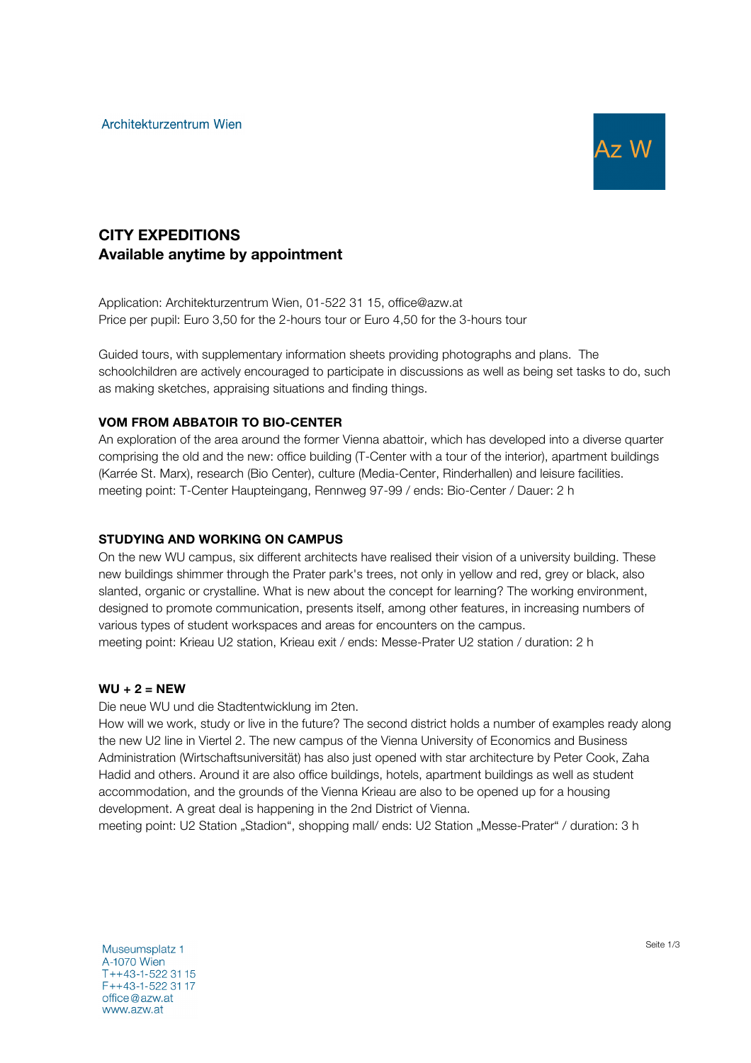Architekturzentrum Wien

Az W

# CITY EXPEDITIONS
## Available anytime by appointment

Application: Architekturzentrum Wien, 01-522 31 15, office@azw.at
Price per pupil: Euro 3,50 for the 2-hours tour or Euro 4,50 for the 3-hours tour

Guided tours, with supplementary information sheets providing photographs and plans. The schoolchildren are actively encouraged to participate in discussions as well as being set tasks to do, such as making sketches, appraising situations and finding things.

### VOM FROM ABBATOIR TO BIO-CENTER

An exploration of the area around the former Vienna abattoir, which has developed into a diverse quarter comprising the old and the new: office building (T-Center with a tour of the interior), apartment buildings (Karrée St. Marx), research (Bio Center), culture (Media-Center, Rinderhallen) and leisure facilities.
meeting point: T-Center Haupteingang, Rennweg 97-99 / ends: Bio-Center / Dauer: 2 h

### STUDYING AND WORKING ON CAMPUS

On the new WU campus, six different architects have realised their vision of a university building. These new buildings shimmer through the Prater park's trees, not only in yellow and red, grey or black, also slanted, organic or crystalline. What is new about the concept for learning? The working environment, designed to promote communication, presents itself, among other features, in increasing numbers of various types of student workspaces and areas for encounters on the campus.
meeting point: Krieau U2 station, Krieau exit / ends: Messe-Prater U2 station / duration: 2 h

### WU + 2 = NEW

Die neue WU und die Stadtentwicklung im 2ten.
How will we work, study or live in the future? The second district holds a number of examples ready along the new U2 line in Viertel 2. The new campus of the Vienna University of Economics and Business Administration (Wirtschaftsuniversität) has also just opened with star architecture by Peter Cook, Zaha Hadid and others. Around it are also office buildings, hotels, apartment buildings as well as student accommodation, and the grounds of the Vienna Krieau are also to be opened up for a housing development. A great deal is happening in the 2nd District of Vienna.
meeting point: U2 Station „Stadion", shopping mall/ ends: U2 Station „Messe-Prater" / duration: 3 h

Museumsplatz 1
A-1070 Wien
T++43-1-522 31 15
F++43-1-522 31 17
office@azw.at
www.azw.at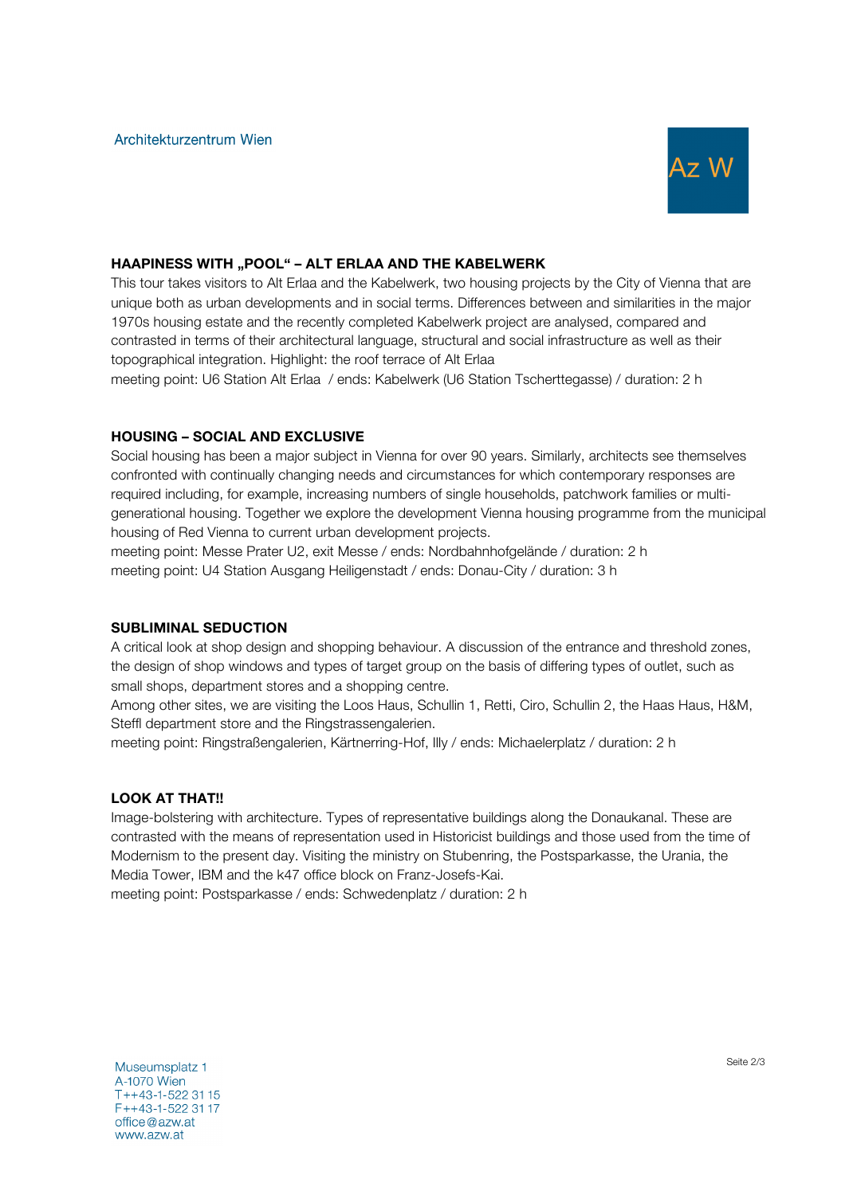Architekturzentrum Wien

## HAAPINESS WITH „POOL" – ALT ERLAA AND THE KABELWERK

This tour takes visitors to Alt Erlaa and the Kabelwerk, two housing projects by the City of Vienna that are unique both as urban developments and in social terms. Differences between and similarities in the major 1970s housing estate and the recently completed Kabelwerk project are analysed, compared and contrasted in terms of their architectural language, structural and social infrastructure as well as their topographical integration. Highlight: the roof terrace of Alt Erlaa

meeting point: U6 Station Alt Erlaa / ends: Kabelwerk (U6 Station Tscherttegasse) / duration: 2 h

## HOUSING – SOCIAL AND EXCLUSIVE

Social housing has been a major subject in Vienna for over 90 years. Similarly, architects see themselves confronted with continually changing needs and circumstances for which contemporary responses are required including, for example, increasing numbers of single households, patchwork families or multi-generational housing. Together we explore the development Vienna housing programme from the municipal housing of Red Vienna to current urban development projects.

meeting point: Messe Prater U2, exit Messe / ends: Nordbahnhofgelände / duration: 2 h
meeting point: U4 Station Ausgang Heiligenstadt / ends: Donau-City / duration: 3 h

## SUBLIMINAL SEDUCTION

A critical look at shop design and shopping behaviour. A discussion of the entrance and threshold zones, the design of shop windows and types of target group on the basis of differing types of outlet, such as small shops, department stores and a shopping centre.

Among other sites, we are visiting the Loos Haus, Schullin 1, Retti, Ciro, Schullin 2, the Haas Haus, H&M, Steffl department store and the Ringstrassengalerien.

meeting point: Ringstraßengalerien, Kärntnerring-Hof, Illy / ends: Michaelerplatz / duration: 2 h

## LOOK AT THAT!!

Image-bolstering with architecture. Types of representative buildings along the Donaukanal. These are contrasted with the means of representation used in Historicist buildings and those used from the time of Modernism to the present day. Visiting the ministry on Stubenring, the Postsparkasse, the Urania, the Media Tower, IBM and the k47 office block on Franz-Josefs-Kai.

meeting point: Postsparkasse / ends: Schwedenplatz / duration: 2 h

Museumsplatz 1
A-1070 Wien
T++43-1-522 31 15
F++43-1-522 31 17
office@azw.at
www.azw.at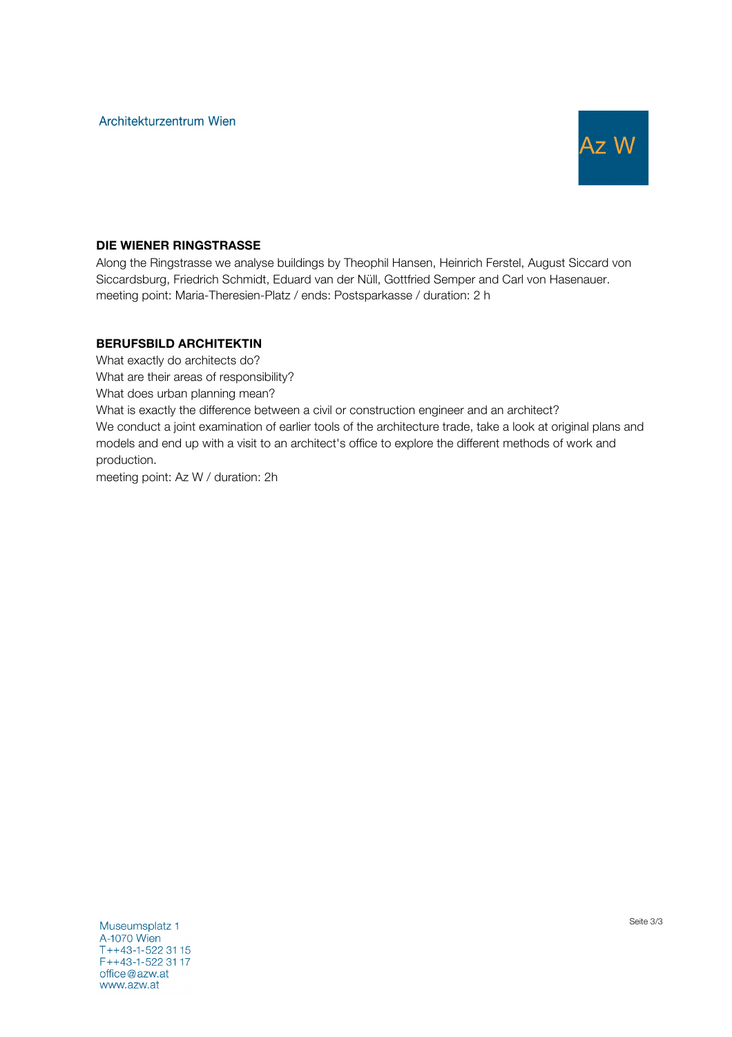## DIE WIENER RINGSTRASSE

Along the Ringstrasse we analyse buildings by Theophil Hansen, Heinrich Ferstel, August Siccard von Siccardsburg, Friedrich Schmidt, Eduard van der Nüll, Gottfried Semper and Carl von Hasenauer.
meeting point: Maria-Theresien-Platz / ends: Postsparkasse / duration: 2 h

## BERUFSBILD ARCHITEKTIN

What exactly do architects do?
What are their areas of responsibility?
What does urban planning mean?
What is exactly the difference between a civil or construction engineer and an architect?
We conduct a joint examination of earlier tools of the architecture trade, take a look at original plans and models and end up with a visit to an architect's office to explore the different methods of work and production.
meeting point: Az W / duration: 2h

Museumsplatz 1
A-1070 Wien
T++43-1-522 31 15
F++43-1-522 31 17
office@azw.at
www.azw.at